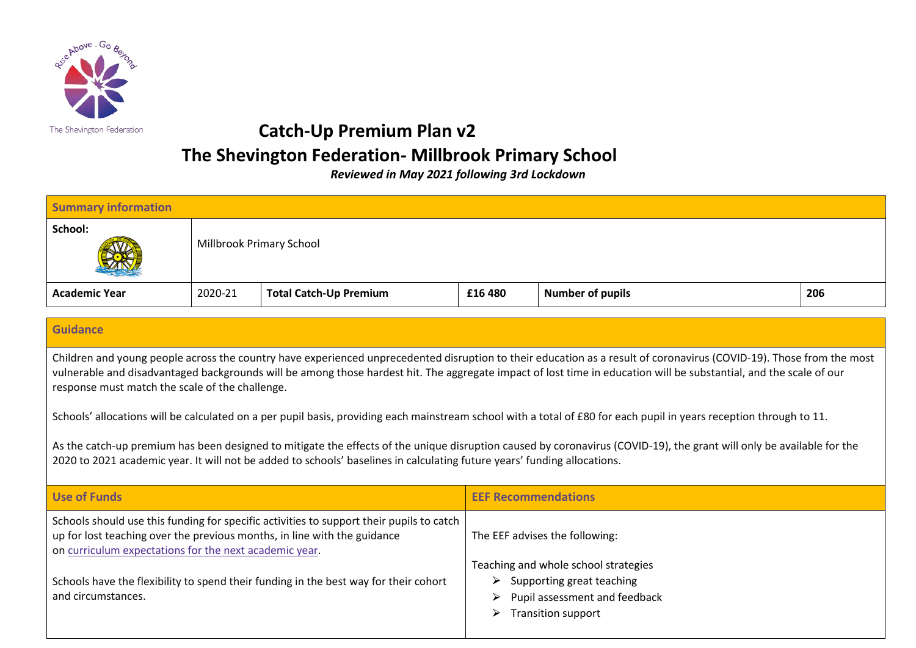Rise Above . Go Beyond

The Shevington Federation

# Catch-Up Premium Plan v2
# The Shevington Federation- Millbrook Primary School

***Reviewed in May 2021 following 3rd Lockdown***

| **Summary information** | | | | | |
|---|---|---|---|---|---|
| **School:** | Millbrook Primary School | | | | |
| **Academic Year** | 2020-21 | **Total Catch-Up Premium** | **£16 480** | **Number of pupils** | **206** |

| **Guidance** |
|---|
| Children and young people across the country have experienced unprecedented disruption to their education as a result of coronavirus (COVID-19). Those from the most vulnerable and disadvantaged backgrounds will be among those hardest hit. The aggregate impact of lost time in education will be substantial, and the scale of our response must match the scale of the challenge.<br><br>Schools' allocations will be calculated on a per pupil basis, providing each mainstream school with a total of £80 for each pupil in years reception through to 11.<br><br>As the catch-up premium has been designed to mitigate the effects of the unique disruption caused by coronavirus (COVID-19), the grant will only be available for the 2020 to 2021 academic year. It will not be added to schools' baselines in calculating future years' funding allocations. |

| **Use of Funds** | **EEF Recommendations** |
|---|---|
| Schools should use this funding for specific activities to support their pupils to catch up for lost teaching over the previous months, in line with the guidance on [curriculum expectations for the next academic year](#).<br><br>Schools have the flexibility to spend their funding in the best way for their cohort and circumstances. | The EEF advises the following:<br><br>Teaching and whole school strategies<br>➢ Supporting great teaching<br>➢ Pupil assessment and feedback<br>➢ Transition support |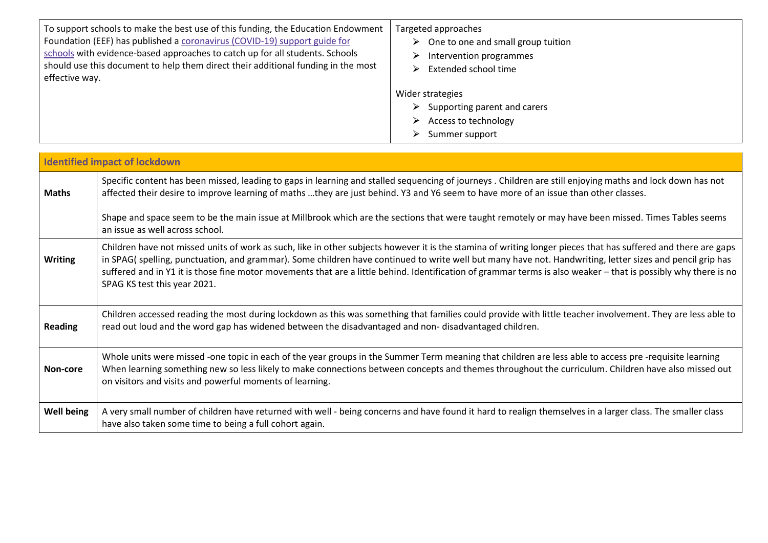| To support schools to make the best use of this funding, the Education Endowment Foundation (EEF) has published a [coronavirus (COVID-19) support guide for schools](#) with evidence-based approaches to catch up for all students. Schools should use this document to help them direct their additional funding in the most effective way. | Targeted approaches<br>➢ One to one and small group tuition<br>➢ Intervention programmes<br>➢ Extended school time<br><br>Wider strategies<br>➢ Supporting parent and carers<br>➢ Access to technology<br>➢ Summer support |
|---|---|

| **Identified impact of lockdown** | |
|---|---|
| **Maths** | Specific content has been missed, leading to gaps in learning and stalled sequencing of journeys . Children are still enjoying maths and lock down has not affected their desire to improve learning of maths …they are just behind. Y3 and Y6 seem to have more of an issue than other classes.<br><br>Shape and space seem to be the main issue at Millbrook which are the sections that were taught remotely or may have been missed. Times Tables seems an issue as well across school. |
| **Writing** | Children have not missed units of work as such, like in other subjects however it is the stamina of writing longer pieces that has suffered and there are gaps in SPAG( spelling, punctuation, and grammar). Some children have continued to write well but many have not. Handwriting, letter sizes and pencil grip has suffered and in Y1 it is those fine motor movements that are a little behind. Identification of grammar terms is also weaker – that is possibly why there is no SPAG KS test this year 2021. |
| **Reading** | Children accessed reading the most during lockdown as this was something that families could provide with little teacher involvement. They are less able to read out loud and the word gap has widened between the disadvantaged and non- disadvantaged children. |
| **Non-core** | Whole units were missed -one topic in each of the year groups in the Summer Term meaning that children are less able to access pre -requisite learning When learning something new so less likely to make connections between concepts and themes throughout the curriculum. Children have also missed out on visitors and visits and powerful moments of learning. |
| **Well being** | A very small number of children have returned with well - being concerns and have found it hard to realign themselves in a larger class. The smaller class have also taken some time to being a full cohort again. |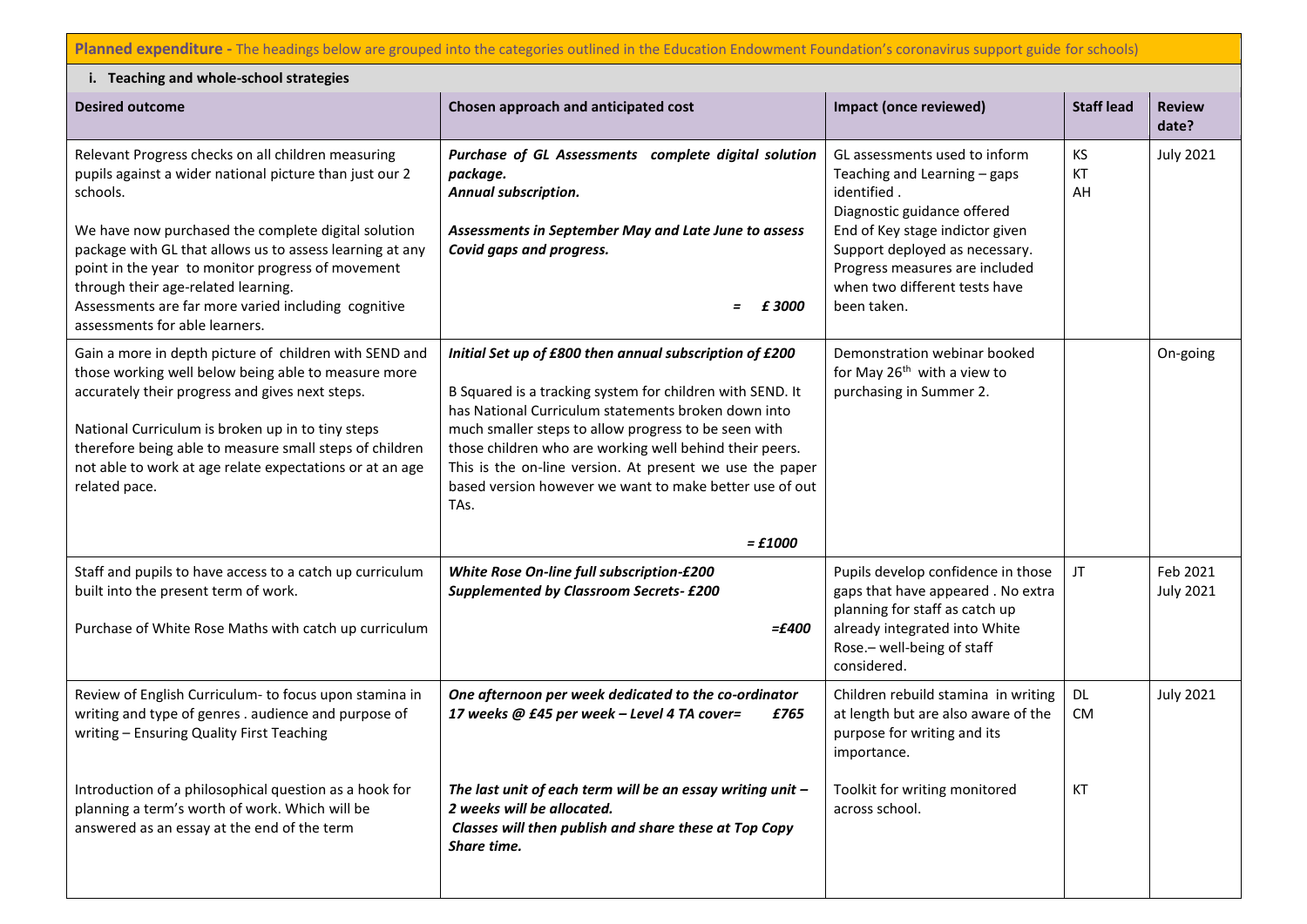**Planned expenditure -** The headings below are grouped into the categories outlined in the Education Endowment Foundation's coronavirus support guide for schools)

**i. Teaching and whole-school strategies**

| Desired outcome | Chosen approach and anticipated cost | Impact (once reviewed) | Staff lead | Review date? |
|---|---|---|---|---|
| Relevant Progress checks on all children measuring pupils against a wider national picture than just our 2 schools.<br><br>We have now purchased the complete digital solution package with GL that allows us to assess learning at any point in the year to monitor progress of movement through their age-related learning.<br>Assessments are far more varied including cognitive assessments for able learners. | ***Purchase of GL Assessments complete digital solution package.***<br>***Annual subscription.***<br><br>***Assessments in September May and Late June to assess Covid gaps and progress.***<br><br>***= £ 3000*** | GL assessments used to inform Teaching and Learning – gaps identified .<br>Diagnostic guidance offered<br>End of Key stage indictor given<br>Support deployed as necessary.<br>Progress measures are included when two different tests have been taken. | KS<br>KT<br>AH | July 2021 |
| Gain a more in depth picture of children with SEND and those working well below being able to measure more accurately their progress and gives next steps.<br><br>National Curriculum is broken up in to tiny steps therefore being able to measure small steps of children not able to work at age relate expectations or at an age related pace. | ***Initial Set up of £800 then annual subscription of £200***<br><br>B Squared is a tracking system for children with SEND. It has National Curriculum statements broken down into much smaller steps to allow progress to be seen with those children who are working well behind their peers. This is the on-line version. At present we use the paper based version however we want to make better use of out TAs.<br><br>***= £1000*** | Demonstration webinar booked for May 26th with a view to purchasing in Summer 2. | | On-going |
| Staff and pupils to have access to a catch up curriculum built into the present term of work.<br><br>Purchase of White Rose Maths with catch up curriculum | ***White Rose On-line full subscription-£200***<br>***Supplemented by Classroom Secrets- £200***<br><br>***=£400*** | Pupils develop confidence in those gaps that have appeared . No extra planning for staff as catch up already integrated into White Rose.– well-being of staff considered. | JT | Feb 2021<br>July 2021 |
| Review of English Curriculum- to focus upon stamina in writing and type of genres . audience and purpose of writing – Ensuring Quality First Teaching<br><br>Introduction of a philosophical question as a hook for planning a term's worth of work. Which will be answered as an essay at the end of the term | ***One afternoon per week dedicated to the co-ordinator 17 weeks @ £45 per week – Level 4 TA cover= £765***<br><br>***The last unit of each term will be an essay writing unit – 2 weeks will be allocated.***<br>***Classes will then publish and share these at Top Copy Share time.*** | Children rebuild stamina in writing at length but are also aware of the purpose for writing and its importance.<br><br>Toolkit for writing monitored across school. | DL<br>CM<br><br>KT | July 2021 |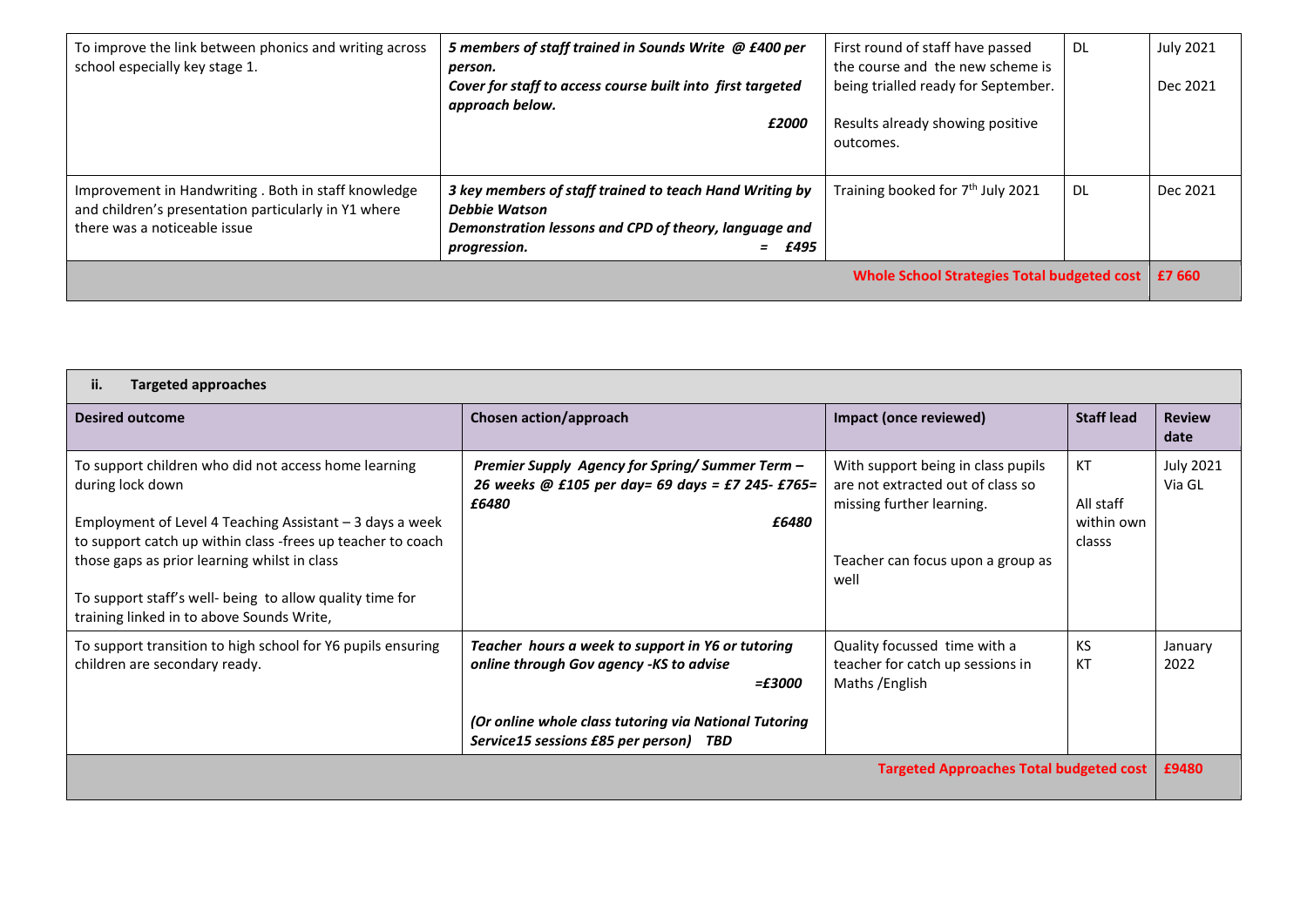| | | | | |
|---|---|---|---|---|
| To improve the link between phonics and writing across school especially key stage 1. | ***5 members of staff trained in Sounds Write @ £400 per person.***<br>***Cover for staff to access course built into first targeted approach below.***<br>***£2000*** | First round of staff have passed the course and the new scheme is being trialled ready for September.<br><br>Results already showing positive outcomes. | DL | July 2021<br><br>Dec 2021 |
| Improvement in Handwriting . Both in staff knowledge and children's presentation particularly in Y1 where there was a noticeable issue | ***3 key members of staff trained to teach Hand Writing by Debbie Watson***<br>***Demonstration lessons and CPD of theory, language and progression. = £495*** | Training booked for 7th July 2021 | DL | Dec 2021 |
| | | | **Whole School Strategies Total budgeted cost** | **£7 660** |

| **ii. Targeted approaches** | | | | |
|---|---|---|---|---|
| **Desired outcome** | **Chosen action/approach** | **Impact (once reviewed)** | **Staff lead** | **Review date** |
| To support children who did not access home learning during lock down<br><br>Employment of Level 4 Teaching Assistant – 3 days a week to support catch up within class -frees up teacher to coach those gaps as prior learning whilst in class<br><br>To support staff's well- being to allow quality time for training linked in to above Sounds Write, | ***Premier Supply Agency for Spring/ Summer Term – 26 weeks @ £105 per day= 69 days = £7 245- £765= £6480***<br>***£6480*** | With support being in class pupils are not extracted out of class so missing further learning.<br><br>Teacher can focus upon a group as well | KT<br><br>All staff within own classs | July 2021 Via GL |
| To support transition to high school for Y6 pupils ensuring children are secondary ready. | ***Teacher hours a week to support in Y6 or tutoring online through Gov agency -KS to advise***<br>***=£3000***<br><br>***(Or online whole class tutoring via National Tutoring Service15 sessions £85 per person) TBD*** | Quality focussed time with a teacher for catch up sessions in Maths /English | KS<br>KT | January 2022 |
| | | | **Targeted Approaches Total budgeted cost** | **£9480** |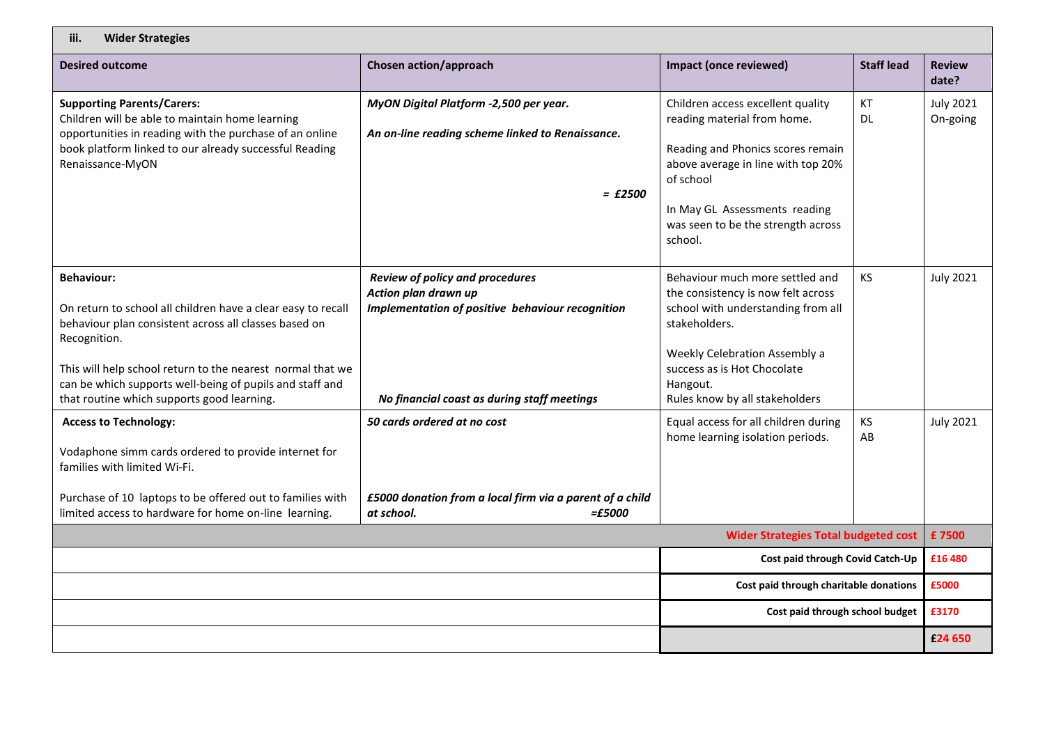| iii. **Wider Strategies** | | | | |
|---|---|---|---|---|
| **Desired outcome** | **Chosen action/approach** | **Impact (once reviewed)** | **Staff lead** | **Review date?** |
| **Supporting Parents/Carers:**<br>Children will be able to maintain home learning opportunities in reading with the purchase of an online book platform linked to our already successful Reading Renaissance-MyON | ***MyON Digital Platform -2,500 per year.***<br><br>***An on-line reading scheme linked to Renaissance.***<br><br>***= £2500*** | Children access excellent quality reading material from home.<br><br>Reading and Phonics scores remain above average in line with top 20% of school<br><br>In May GL Assessments reading was seen to be the strength across school. | KT<br>DL | July 2021<br>On-going |
| **Behaviour:**<br><br>On return to school all children have a clear easy to recall behaviour plan consistent across all classes based on Recognition.<br><br>This will help school return to the nearest normal that we can be which supports well-being of pupils and staff and that routine which supports good learning. | ***Review of policy and procedures***<br>***Action plan drawn up***<br>***Implementation of positive behaviour recognition***<br><br>***No financial coast as during staff meetings*** | Behaviour much more settled and the consistency is now felt across school with understanding from all stakeholders.<br><br>Weekly Celebration Assembly a success as is Hot Chocolate Hangout.<br>Rules know by all stakeholders | KS | July 2021 |
| **Access to Technology:**<br><br>Vodaphone simm cards ordered to provide internet for families with limited Wi-Fi.<br><br>Purchase of 10 laptops to be offered out to families with limited access to hardware for home on-line learning. | ***50 cards ordered at no cost***<br><br>***£5000 donation from a local firm via a parent of a child at school. =£5000*** | Equal access for all children during home learning isolation periods. | KS<br>AB | July 2021 |
| | | | **Wider Strategies Total budgeted cost** | **£ 7500** |
| | | | **Cost paid through Covid Catch-Up** | **£16 480** |
| | | | **Cost paid through charitable donations** | **£5000** |
| | | | **Cost paid through school budget** | **£3170** |
| | | | | **£24 650** |